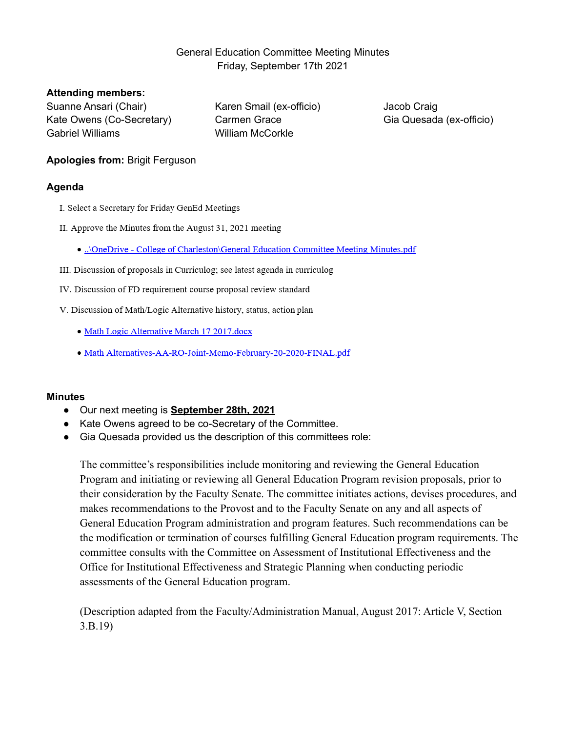General Education Committee Meeting Minutes
Friday, September 17th 2021

**Attending members:**

Suanne Ansari (Chair)
Kate Owens (Co-Secretary)
Gabriel Williams
Karen Smail (ex-officio)
Carmen Grace
William McCorkle
Jacob Craig
Gia Quesada (ex-officio)

**Apologies from:** Brigit Ferguson

**Agenda**

I. Select a Secretary for Friday GenEd Meetings

II. Approve the Minutes from the August 31, 2021 meeting

- ..\OneDrive - College of Charleston\General Education Committee Meeting Minutes.pdf

III. Discussion of proposals in Curriculog; see latest agenda in curriculog

IV. Discussion of FD requirement course proposal review standard

V. Discussion of Math/Logic Alternative history, status, action plan

- Math Logic Alternative March 17 2017.docx
- Math Alternatives-AA-RO-Joint-Memo-February-20-2020-FINAL.pdf

**Minutes**

- Our next meeting is **September 28th, 2021**
- Kate Owens agreed to be co-Secretary of the Committee.
- Gia Quesada provided us the description of this committees role:

  The committee's responsibilities include monitoring and reviewing the General Education Program and initiating or reviewing all General Education Program revision proposals, prior to their consideration by the Faculty Senate. The committee initiates actions, devises procedures, and makes recommendations to the Provost and to the Faculty Senate on any and all aspects of General Education Program administration and program features. Such recommendations can be the modification or termination of courses fulfilling General Education program requirements. The committee consults with the Committee on Assessment of Institutional Effectiveness and the Office for Institutional Effectiveness and Strategic Planning when conducting periodic assessments of the General Education program.

  (Description adapted from the Faculty/Administration Manual, August 2017: Article V, Section 3.B.19)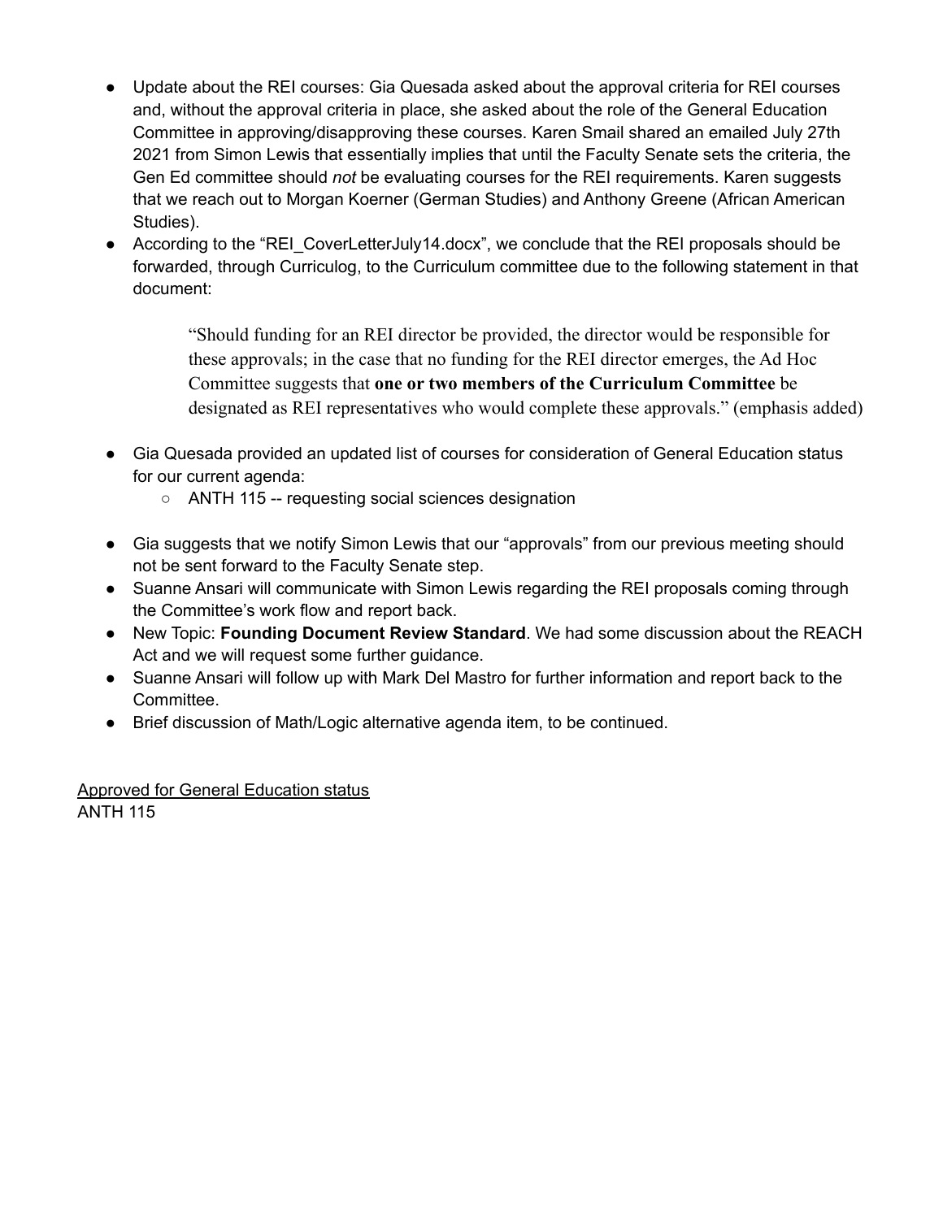- Update about the REI courses: Gia Quesada asked about the approval criteria for REI courses and, without the approval criteria in place, she asked about the role of the General Education Committee in approving/disapproving these courses. Karen Smail shared an emailed July 27th 2021 from Simon Lewis that essentially implies that until the Faculty Senate sets the criteria, the Gen Ed committee should *not* be evaluating courses for the REI requirements. Karen suggests that we reach out to Morgan Koerner (German Studies) and Anthony Greene (African American Studies).
- According to the "REI_CoverLetterJuly14.docx", we conclude that the REI proposals should be forwarded, through Curriculog, to the Curriculum committee due to the following statement in that document:

  > "Should funding for an REI director be provided, the director would be responsible for these approvals; in the case that no funding for the REI director emerges, the Ad Hoc Committee suggests that **one or two members of the Curriculum Committee** be designated as REI representatives who would complete these approvals." (emphasis added)

- Gia Quesada provided an updated list of courses for consideration of General Education status for our current agenda:
  - ANTH 115 -- requesting social sciences designation
- Gia suggests that we notify Simon Lewis that our "approvals" from our previous meeting should not be sent forward to the Faculty Senate step.
- Suanne Ansari will communicate with Simon Lewis regarding the REI proposals coming through the Committee's work flow and report back.
- New Topic: **Founding Document Review Standard**. We had some discussion about the REACH Act and we will request some further guidance.
- Suanne Ansari will follow up with Mark Del Mastro for further information and report back to the Committee.
- Brief discussion of Math/Logic alternative agenda item, to be continued.

<u>Approved for General Education status</u>
ANTH 115